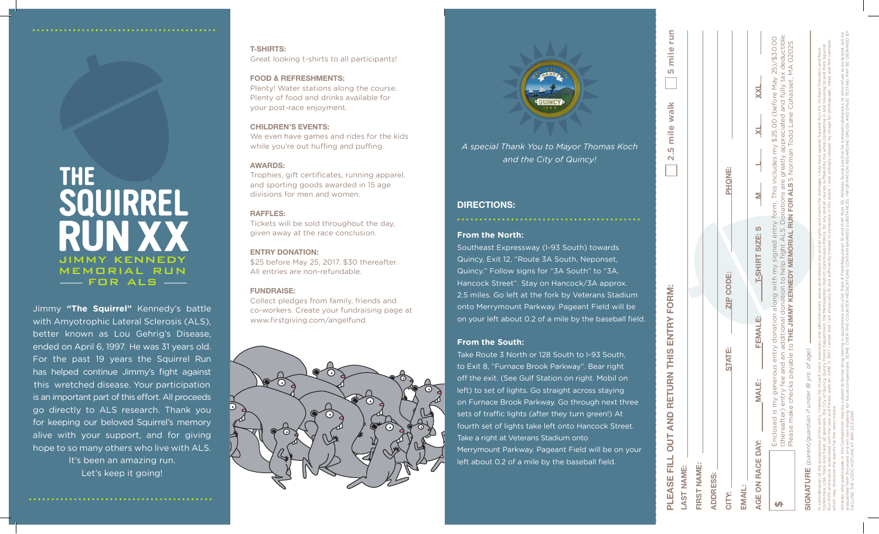# THE SQUIRREL RUN XX

## JIMMY KENNEDY MEMORIAL RUN FOR ALS

Jimmy **"The Squirrel"** Kennedy's battle with Amyotrophic Lateral Sclerosis (ALS), better known as Lou Gehrig's Disease, ended on April 6, 1997. He was 31 years old. For the past 19 years the Squirrel Run has helped continue Jimmy's fight against this wretched disease. Your participation is an important part of this effort. All proceeds go directly to ALS research. Thank you for keeping our beloved Squirrel's memory alive with your support, and for giving hope to so many others who live with ALS. It's been an amazing run. Let's keep it going!

**T-SHIRTS:**
Great looking t-shirts to all participants!

**FOOD & REFRESHMENTS:**
Plenty! Water stations along the course. Plenty of food and drinks available for your post-race enjoyment.

**CHILDREN'S EVENTS:**
We even have games and rides for the kids while you're out huffing and puffing.

**AWARDS:**
Trophies, gift certificates, running apparel, and sporting goods awarded in 15 age divisions for men and women.

**RAFFLES:**
Tickets will be sold throughout the day, given away at the race conclusion.

**ENTRY DONATION:**
$25 before May 25, 2017. $30 thereafter. All entries are non-refundable.

**FUNDRAISE:**
Collect pledges from family, friends and co-workers. Create your fundraising page at www.firstgiving.com/angelfund.

*A special Thank You to Mayor Thomas Koch and the City of Quincy!*

## DIRECTIONS:

**From the North:**
Southeast Expressway (I-93 South) towards Quincy, Exit 12, "Route 3A South, Neponset, Quincy." Follow signs for "3A South" to "3A, Hancock Street". Stay on Hancock/3A approx. 2.5 miles. Go left at the fork by Veterans Stadium onto Merrymount Parkway. Pageant Field will be on your left about 0.2 of a mile by the baseball field.

**From the South:**
Take Route 3 North or 128 South to I-93 South, to Exit 8, "Furnace Brook Parkway". Bear right off the exit. (See Gulf Station on right. Mobil on left) to set of lights. Go straight across staying on Furnace Brook Parkway. Go through next three sets of traffic lights (after they turn green!) At fourth set of lights take left onto Hancock Street. Take a right at Veterans Stadium onto Merrymount Parkway. Pageant Field will be on your left about 0.2 of a mile by the baseball field.

## PLEASE FILL OUT AND RETURN THIS ENTRY FORM:

☐ 2.5 mile walk ☐ 5 mile run

LAST NAME: ______

FIRST NAME: ______

ADDRESS: ______

CITY: ______ STATE: ______ ZIP CODE: ______ PHONE: ______

EMAIL: ______

AGE ON RACE DAY: ______ MALE: ______ FEMALE: ______ T-SHIRT SIZE: S ___ M ___ L ___ XL ___ XXL ___

$ ______ Enclosed is my generous entry donation along with my signed entry form. This includes my $25.00 (before May 25)/$30.00 (thereafter) entry fee and an additional donation to help fight ALS. Donations are greatly appreciated and fully tax deductible. Please make checks payable to **THE JIMMY KENNEDY MEMORIAL RUN FOR ALS** 5 Norman Todd Lane Cohasset, MA 02025.

**SIGNATURE** *(parent/guardian if under 18 yrs. of age)* ______

In consideration of the acceptance of this entry, I hereby, for myself, heirs, executors and administrators, waive and release any and all rights and claims for damages I may have against Squirrel Run XX, its Race Directors and Race Committee, USA Track And Field, all sponsors, the City of Quincy, Quincy Police Department, the Metropolitan District Commission Police, for any and all injuries suffered by me while competing in and traveling to and from Squirrel Run XX and events associated with the race and these walk on JUNE 11, 2017. I attest that I am physically fit and sufficiently trained to compete in this event. I also willingly release my image for photograph, video and film cameras which may chronicle the events for the news media.

Athletes who participate in this Competition may be subject to formal drug testing in accordance with USA Track & Field Regulation 10 and IAAF Rule 55. Athletes found positive for banned substances, or who refuse to be tested, will be disqualified from this event and will lose eligibility for future competitions. SOME OVER-THE-COUNTER MEDICATIONS CONTAIN BANNED SUBSTANCES. INFORMATION REGARDING DRUGS AND DRUG TESTING MAY BE OBTAINED BY CALLING THE USOC HOTLINE AT (800)-233-0393.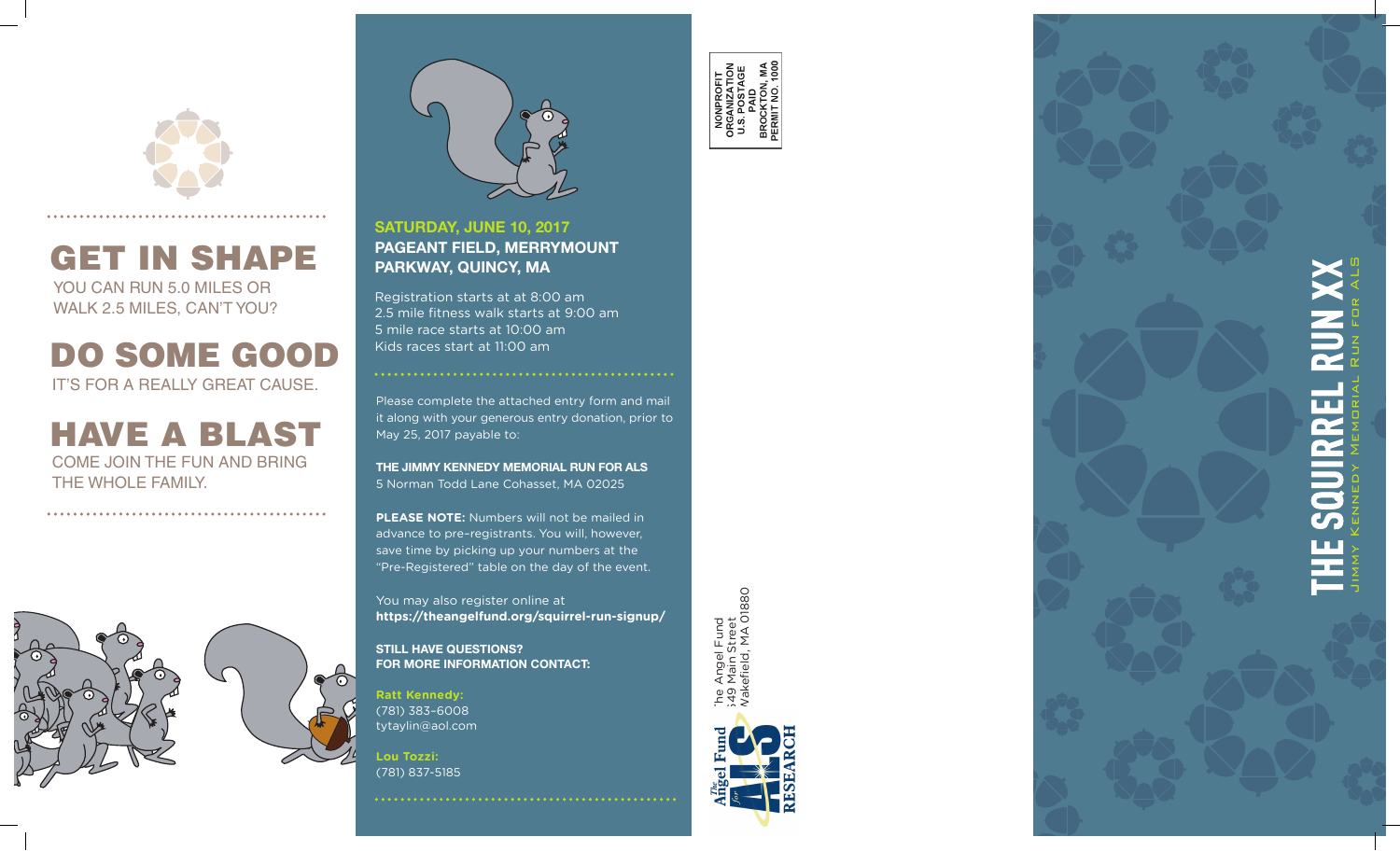## GET IN SHAPE

YOU CAN RUN 5.0 MILES OR WALK 2.5 MILES, CAN'T YOU?

## DO SOME GOOD

IT'S FOR A REALLY GREAT CAUSE.

## HAVE A BLAST

COME JOIN THE FUN AND BRING THE WHOLE FAMILY.

**SATURDAY, JUNE 10, 2017**
**PAGEANT FIELD, MERRYMOUNT PARKWAY, QUINCY, MA**

Registration starts at at 8:00 am
2.5 mile fitness walk starts at 9:00 am
5 mile race starts at 10:00 am
Kids races start at 11:00 am

Please complete the attached entry form and mail it along with your generous entry donation, prior to May 25, 2017 payable to:

**THE JIMMY KENNEDY MEMORIAL RUN FOR ALS**
5 Norman Todd Lane Cohasset, MA 02025

**PLEASE NOTE:** Numbers will not be mailed in advance to pre-registrants. You will, however, save time by picking up your numbers at the "Pre-Registered" table on the day of the event.

You may also register online at
**https://theangelfund.org/squirrel-run-signup/**

**STILL HAVE QUESTIONS?**
**FOR MORE INFORMATION CONTACT:**

**Ratt Kennedy:**
(781) 383-6008
tytaylin@aol.com

**Lou Tozzi:**
(781) 837-5185

NONPROFIT
ORGANIZATION
U.S. POSTAGE
PAID
BROCKTON, MA
PERMIT NO. 1000

The Angel Fund
649 Main Street
Wakefield, MA 01880

The Angel Fund for ALS RESEARCH

# THE SQUIRREL RUN XX

JIMMY KENNEDY MEMORIAL RUN FOR ALS